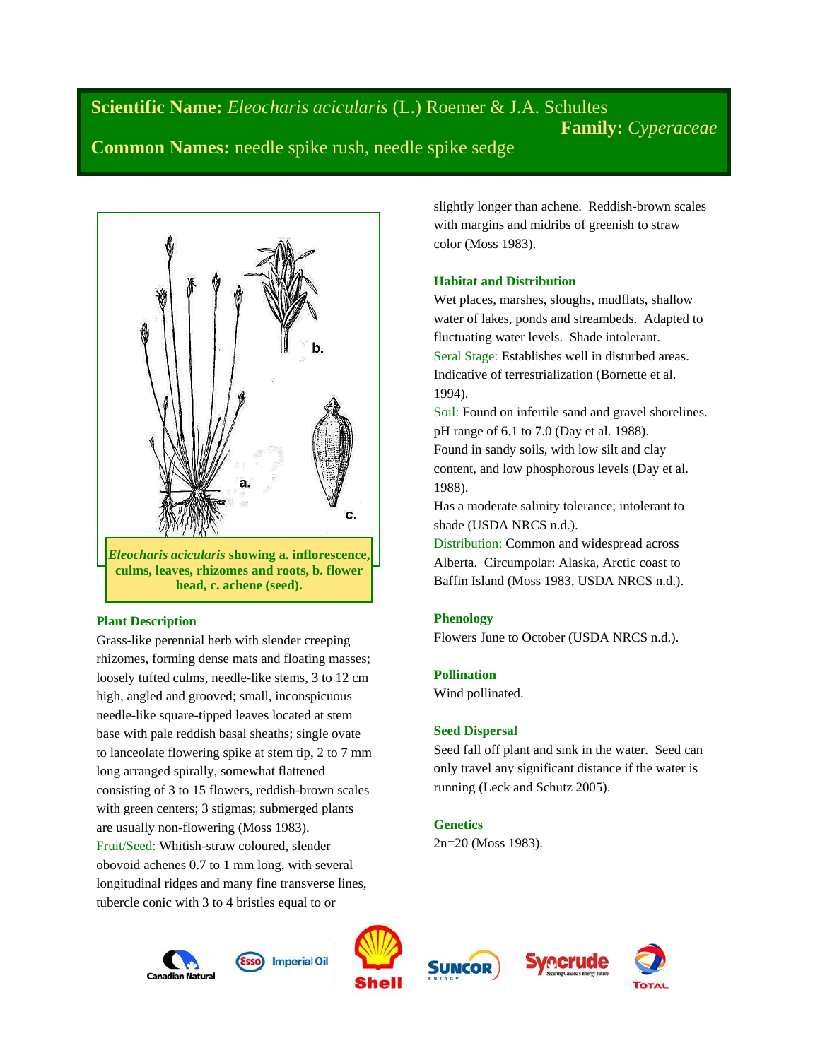**Scientific Name:** *Eleocharis acicularis* (L.) Roemer & J.A. Schultes

**Family:** *Cyperaceae*

**Common Names:** needle spike rush, needle spike sedge

***Eleocharis acicularis*** **showing a. inflorescence, culms, leaves, rhizomes and roots, b. flower head, c. achene (seed).**

## Plant Description

Grass-like perennial herb with slender creeping rhizomes, forming dense mats and floating masses; loosely tufted culms, needle-like stems, 3 to 12 cm high, angled and grooved; small, inconspicuous needle-like square-tipped leaves located at stem base with pale reddish basal sheaths; single ovate to lanceolate flowering spike at stem tip, 2 to 7 mm long arranged spirally, somewhat flattened consisting of 3 to 15 flowers, reddish-brown scales with green centers; 3 stigmas; submerged plants are usually non-flowering (Moss 1983).

Fruit/Seed: Whitish-straw coloured, slender obovoid achenes 0.7 to 1 mm long, with several longitudinal ridges and many fine transverse lines, tubercle conic with 3 to 4 bristles equal to or slightly longer than achene. Reddish-brown scales with margins and midribs of greenish to straw color (Moss 1983).

## Habitat and Distribution

Wet places, marshes, sloughs, mudflats, shallow water of lakes, ponds and streambeds. Adapted to fluctuating water levels. Shade intolerant.

Seral Stage: Establishes well in disturbed areas. Indicative of terrestrialization (Bornette et al. 1994).

Soil: Found on infertile sand and gravel shorelines. pH range of 6.1 to 7.0 (Day et al. 1988). Found in sandy soils, with low silt and clay content, and low phosphorous levels (Day et al. 1988).

Has a moderate salinity tolerance; intolerant to shade (USDA NRCS n.d.).

Distribution: Common and widespread across Alberta. Circumpolar: Alaska, Arctic coast to Baffin Island (Moss 1983, USDA NRCS n.d.).

## Phenology

Flowers June to October (USDA NRCS n.d.).

## Pollination

Wind pollinated.

## Seed Dispersal

Seed fall off plant and sink in the water. Seed can only travel any significant distance if the water is running (Leck and Schutz 2005).

## Genetics

2n=20 (Moss 1983).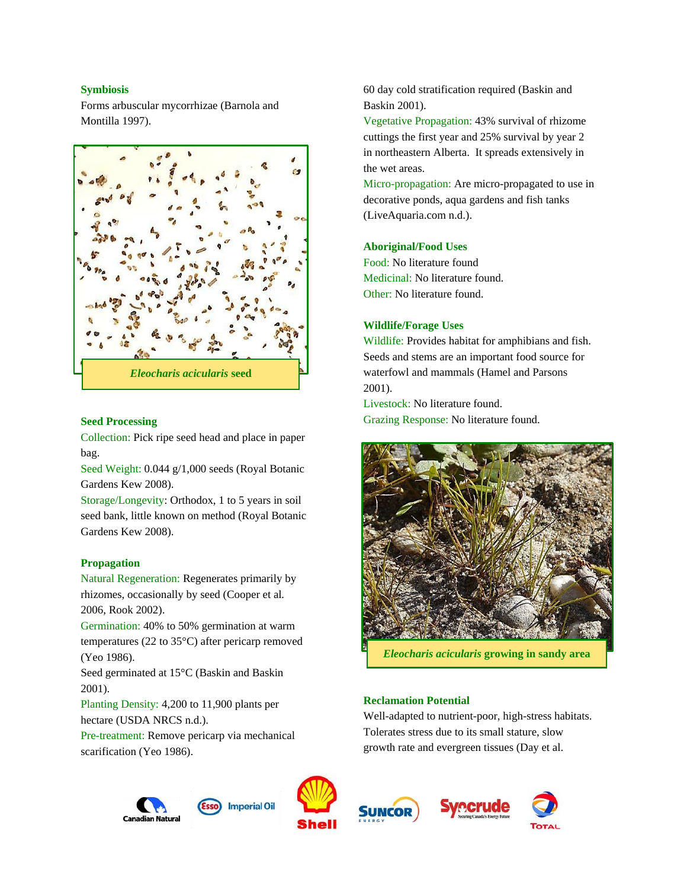### Symbiosis

Forms arbuscular mycorrhizae (Barnola and Montilla 1997).

*Eleocharis acicularis* seed

### Seed Processing

Collection: Pick ripe seed head and place in paper bag.

Seed Weight: 0.044 g/1,000 seeds (Royal Botanic Gardens Kew 2008).

Storage/Longevity: Orthodox, 1 to 5 years in soil seed bank, little known on method (Royal Botanic Gardens Kew 2008).

### Propagation

Natural Regeneration: Regenerates primarily by rhizomes, occasionally by seed (Cooper et al. 2006, Rook 2002).

Germination: 40% to 50% germination at warm temperatures (22 to 35°C) after pericarp removed (Yeo 1986).

Seed germinated at 15°C (Baskin and Baskin 2001).

Planting Density: 4,200 to 11,900 plants per hectare (USDA NRCS n.d.).

Pre-treatment: Remove pericarp via mechanical scarification (Yeo 1986).

60 day cold stratification required (Baskin and Baskin 2001).

Vegetative Propagation: 43% survival of rhizome cuttings the first year and 25% survival by year 2 in northeastern Alberta. It spreads extensively in the wet areas.

Micro-propagation: Are micro-propagated to use in decorative ponds, aqua gardens and fish tanks (LiveAquaria.com n.d.).

### Aboriginal/Food Uses

Food: No literature found

Medicinal: No literature found.

Other: No literature found.

### Wildlife/Forage Uses

Wildlife: Provides habitat for amphibians and fish. Seeds and stems are an important food source for waterfowl and mammals (Hamel and Parsons 2001).

Livestock: No literature found.

Grazing Response: No literature found.

*Eleocharis acicularis* growing in sandy area

### Reclamation Potential

Well-adapted to nutrient-poor, high-stress habitats. Tolerates stress due to its small stature, slow growth rate and evergreen tissues (Day et al.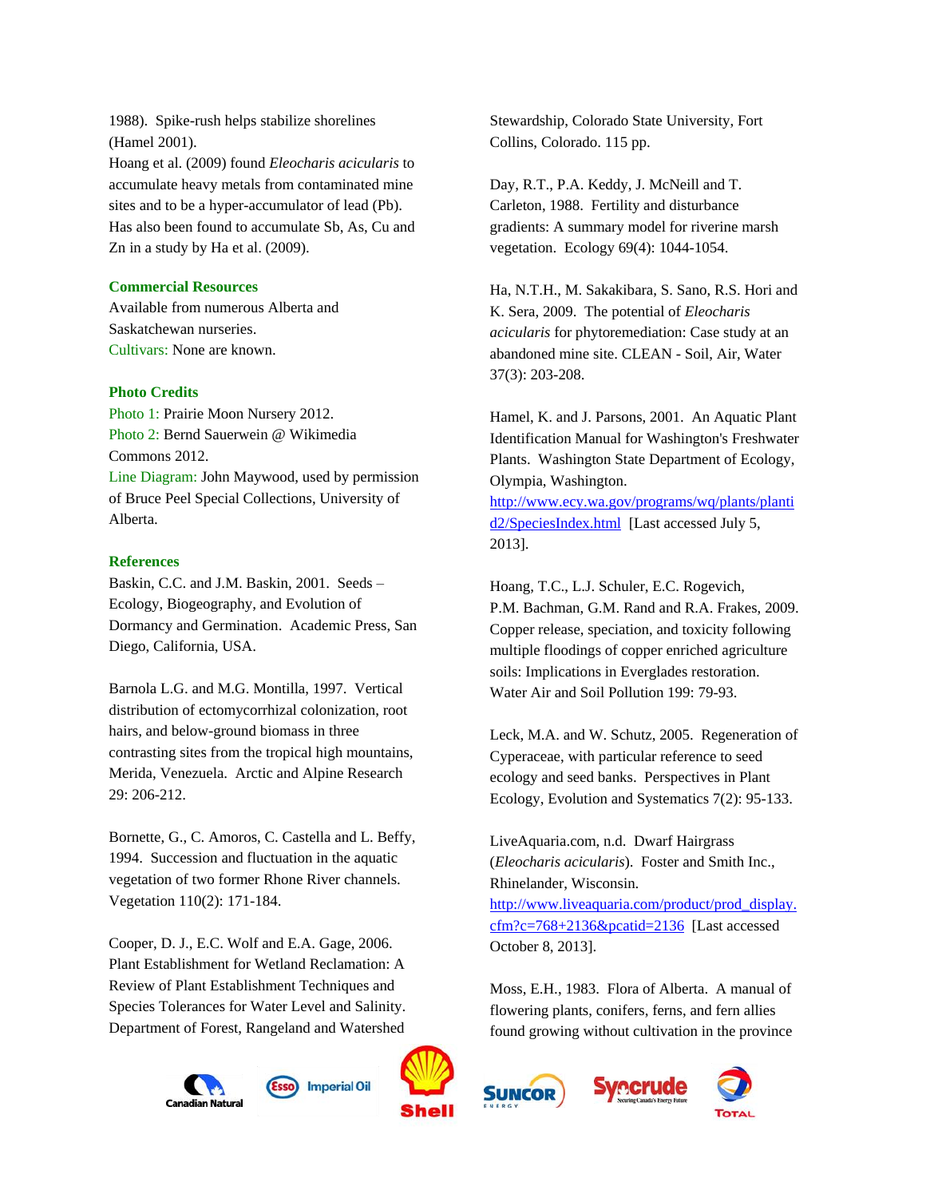1988). Spike-rush helps stabilize shorelines (Hamel 2001).

Hoang et al. (2009) found *Eleocharis acicularis* to accumulate heavy metals from contaminated mine sites and to be a hyper-accumulator of lead (Pb). Has also been found to accumulate Sb, As, Cu and Zn in a study by Ha et al. (2009).

### Commercial Resources

Available from numerous Alberta and Saskatchewan nurseries.

Cultivars: None are known.

### Photo Credits

Photo 1: Prairie Moon Nursery 2012.

Photo 2: Bernd Sauerwein @ Wikimedia Commons 2012.

Line Diagram: John Maywood, used by permission of Bruce Peel Special Collections, University of Alberta.

### References

Baskin, C.C. and J.M. Baskin, 2001. Seeds – Ecology, Biogeography, and Evolution of Dormancy and Germination. Academic Press, San Diego, California, USA.

Barnola L.G. and M.G. Montilla, 1997. Vertical distribution of ectomycorrhizal colonization, root hairs, and below-ground biomass in three contrasting sites from the tropical high mountains, Merida, Venezuela. Arctic and Alpine Research 29: 206-212.

Bornette, G., C. Amoros, C. Castella and L. Beffy, 1994. Succession and fluctuation in the aquatic vegetation of two former Rhone River channels. Vegetation 110(2): 171-184.

Cooper, D. J., E.C. Wolf and E.A. Gage, 2006. Plant Establishment for Wetland Reclamation: A Review of Plant Establishment Techniques and Species Tolerances for Water Level and Salinity. Department of Forest, Rangeland and Watershed Stewardship, Colorado State University, Fort Collins, Colorado. 115 pp.

Day, R.T., P.A. Keddy, J. McNeill and T. Carleton, 1988. Fertility and disturbance gradients: A summary model for riverine marsh vegetation. Ecology 69(4): 1044-1054.

Ha, N.T.H., M. Sakakibara, S. Sano, R.S. Hori and K. Sera, 2009. The potential of *Eleocharis acicularis* for phytoremediation: Case study at an abandoned mine site. CLEAN - Soil, Air, Water 37(3): 203-208.

Hamel, K. and J. Parsons, 2001. An Aquatic Plant Identification Manual for Washington's Freshwater Plants. Washington State Department of Ecology, Olympia, Washington. http://www.ecy.wa.gov/programs/wq/plants/plantid2/SpeciesIndex.html [Last accessed July 5, 2013].

Hoang, T.C., L.J. Schuler, E.C. Rogevich, P.M. Bachman, G.M. Rand and R.A. Frakes, 2009. Copper release, speciation, and toxicity following multiple floodings of copper enriched agriculture soils: Implications in Everglades restoration. Water Air and Soil Pollution 199: 79-93.

Leck, M.A. and W. Schutz, 2005. Regeneration of Cyperaceae, with particular reference to seed ecology and seed banks. Perspectives in Plant Ecology, Evolution and Systematics 7(2): 95-133.

LiveAquaria.com, n.d. Dwarf Hairgrass (*Eleocharis acicularis*). Foster and Smith Inc., Rhinelander, Wisconsin. http://www.liveaquaria.com/product/prod_display.cfm?c=768+2136&pcatid=2136 [Last accessed October 8, 2013].

Moss, E.H., 1983. Flora of Alberta. A manual of flowering plants, conifers, ferns, and fern allies found growing without cultivation in the province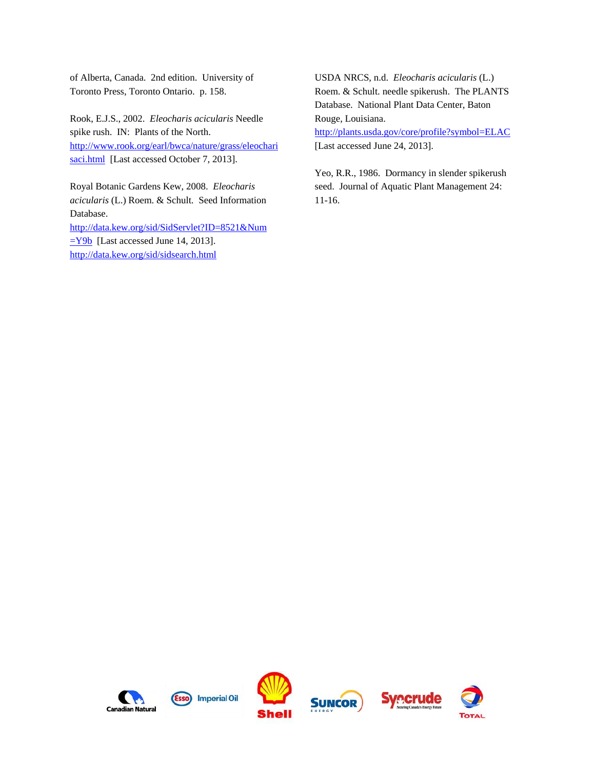of Alberta, Canada. 2nd edition. University of Toronto Press, Toronto Ontario. p. 158.

Rook, E.J.S., 2002. *Eleocharis acicularis* Needle spike rush. IN: Plants of the North. http://www.rook.org/earl/bwca/nature/grass/eleocharisaci.html [Last accessed October 7, 2013].

Royal Botanic Gardens Kew, 2008. *Eleocharis acicularis* (L.) Roem. & Schult. Seed Information Database. http://data.kew.org/sid/SidServlet?ID=8521&Num=Y9b [Last accessed June 14, 2013]. http://data.kew.org/sid/sidsearch.html

USDA NRCS, n.d. *Eleocharis acicularis* (L.) Roem. & Schult. needle spikerush. The PLANTS Database. National Plant Data Center, Baton Rouge, Louisiana. http://plants.usda.gov/core/profile?symbol=ELAC [Last accessed June 24, 2013].

Yeo, R.R., 1986. Dormancy in slender spikerush seed. Journal of Aquatic Plant Management 24: 11-16.